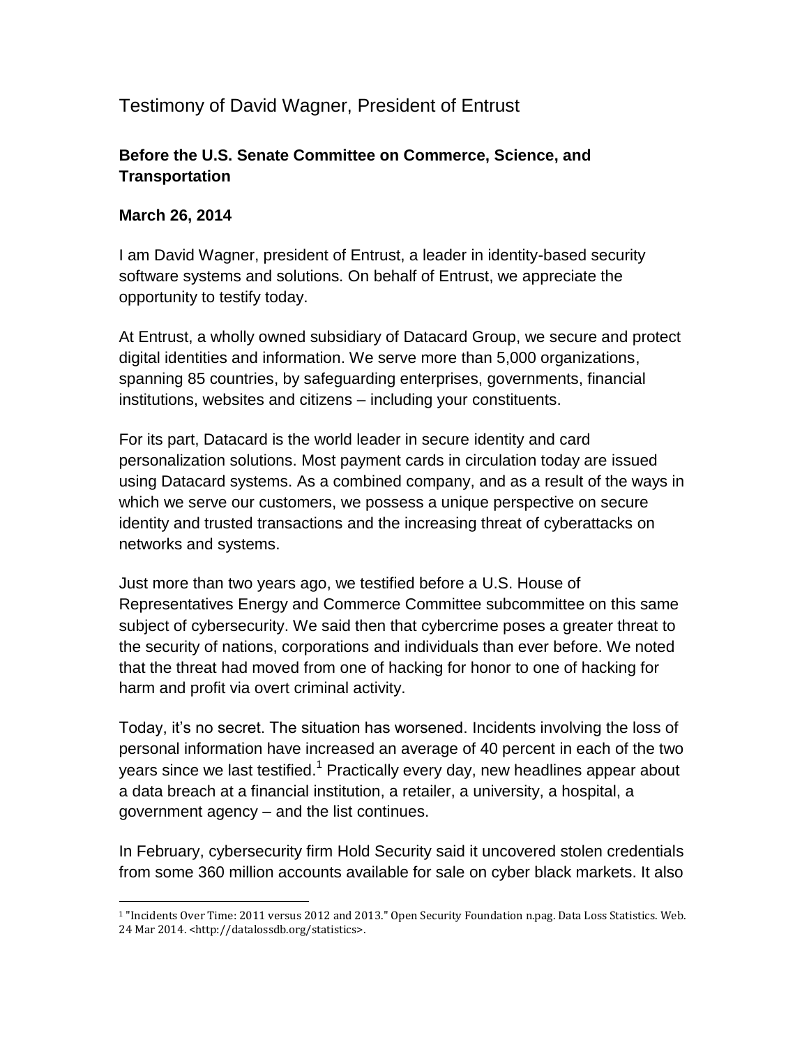# Testimony of David Wagner, President of Entrust

## Before the U.S. Senate Committee on Commerce, Science, and Transportation

## March 26, 2014

I am David Wagner, president of Entrust, a leader in identity-based security software systems and solutions. On behalf of Entrust, we appreciate the opportunity to testify today.

At Entrust, a wholly owned subsidiary of Datacard Group, we secure and protect digital identities and information. We serve more than 5,000 organizations, spanning 85 countries, by safeguarding enterprises, governments, financial institutions, websites and citizens – including your constituents.

For its part, Datacard is the world leader in secure identity and card personalization solutions. Most payment cards in circulation today are issued using Datacard systems. As a combined company, and as a result of the ways in which we serve our customers, we possess a unique perspective on secure identity and trusted transactions and the increasing threat of cyberattacks on networks and systems.

Just more than two years ago, we testified before a U.S. House of Representatives Energy and Commerce Committee subcommittee on this same subject of cybersecurity. We said then that cybercrime poses a greater threat to the security of nations, corporations and individuals than ever before. We noted that the threat had moved from one of hacking for honor to one of hacking for harm and profit via overt criminal activity.

Today, it's no secret. The situation has worsened. Incidents involving the loss of personal information have increased an average of 40 percent in each of the two years since we last testified.[1] Practically every day, new headlines appear about a data breach at a financial institution, a retailer, a university, a hospital, a government agency – and the list continues.

In February, cybersecurity firm Hold Security said it uncovered stolen credentials from some 360 million accounts available for sale on cyber black markets. It also

---

[1] "Incidents Over Time: 2011 versus 2012 and 2013." Open Security Foundation n.pag. Data Loss Statistics. Web. 24 Mar 2014. <http://datalossdb.org/statistics>.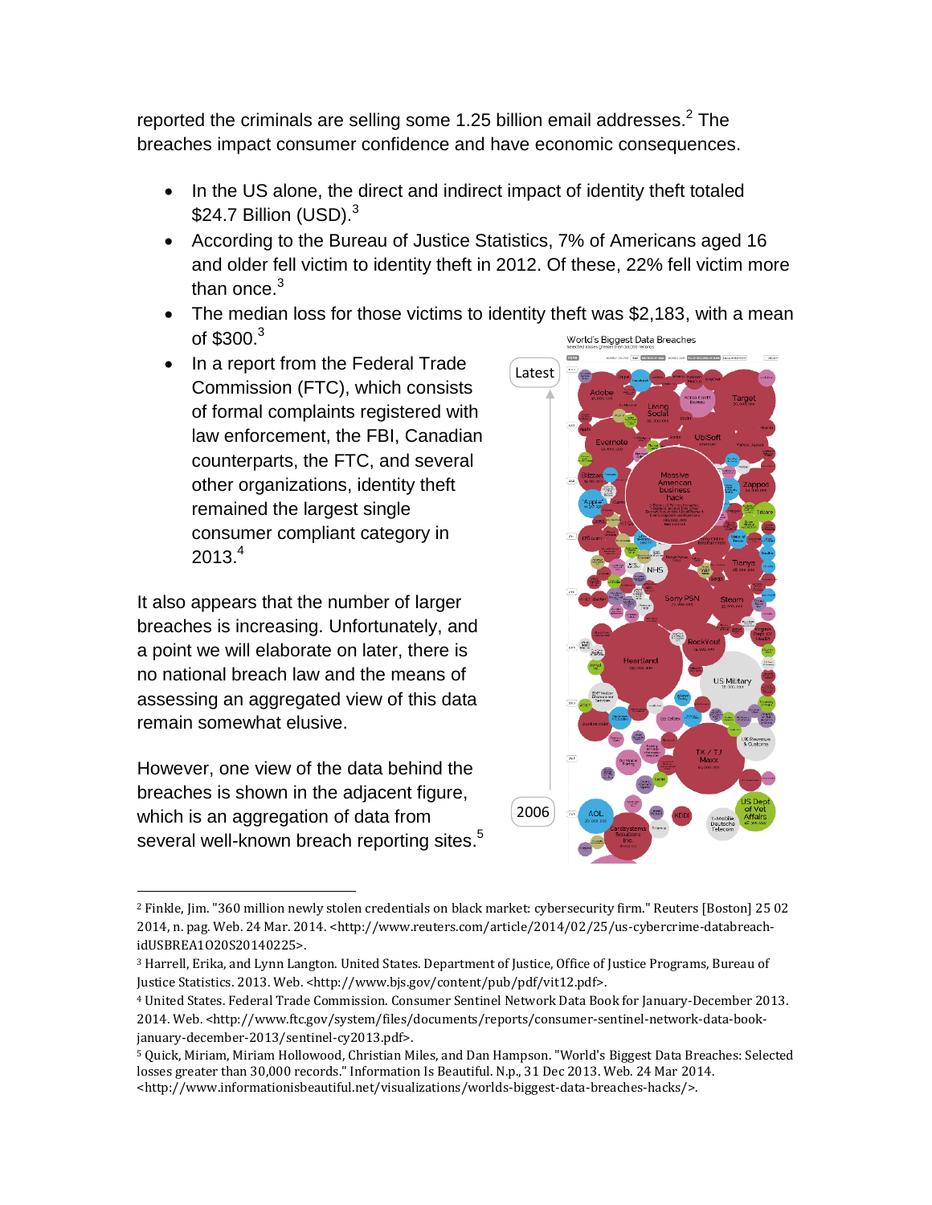reported the criminals are selling some 1.25 billion email addresses.[2] The breaches impact consumer confidence and have economic consequences.

- In the US alone, the direct and indirect impact of identity theft totaled $24.7 Billion (USD).[3]
- According to the Bureau of Justice Statistics, 7% of Americans aged 16 and older fell victim to identity theft in 2012. Of these, 22% fell victim more than once.[3]
- The median loss for those victims to identity theft was $2,183, with a mean of $300.[3]
- In a report from the Federal Trade Commission (FTC), which consists of formal complaints registered with law enforcement, the FBI, Canadian counterparts, the FTC, and several other organizations, identity theft remained the largest single consumer compliant category in 2013.[4]

It also appears that the number of larger breaches is increasing. Unfortunately, and a point we will elaborate on later, there is no national breach law and the means of assessing an aggregated view of this data remain somewhat elusive.

However, one view of the data behind the breaches is shown in the adjacent figure, which is an aggregation of data from several well-known breach reporting sites.[5]

---

[2] Finkle, Jim. "360 million newly stolen credentials on black market: cybersecurity firm." Reuters [Boston] 25 02 2014, n. pag. Web. 24 Mar. 2014. <http://www.reuters.com/article/2014/02/25/us-cybercrime-databreach-idUSBREA1O20S20140225>.

[3] Harrell, Erika, and Lynn Langton. United States. Department of Justice, Office of Justice Programs, Bureau of Justice Statistics. 2013. Web. <http://www.bjs.gov/content/pub/pdf/vit12.pdf>.

[4] United States. Federal Trade Commission. Consumer Sentinel Network Data Book for January-December 2013. 2014. Web. <http://www.ftc.gov/system/files/documents/reports/consumer-sentinel-network-data-book-january-december-2013/sentinel-cy2013.pdf>.

[5] Quick, Miriam, Miriam Hollowood, Christian Miles, and Dan Hampson. "World's Biggest Data Breaches: Selected losses greater than 30,000 records." Information Is Beautiful. N.p., 31 Dec 2013. Web. 24 Mar 2014. <http://www.informationisbeautiful.net/visualizations/worlds-biggest-data-breaches-hacks/>.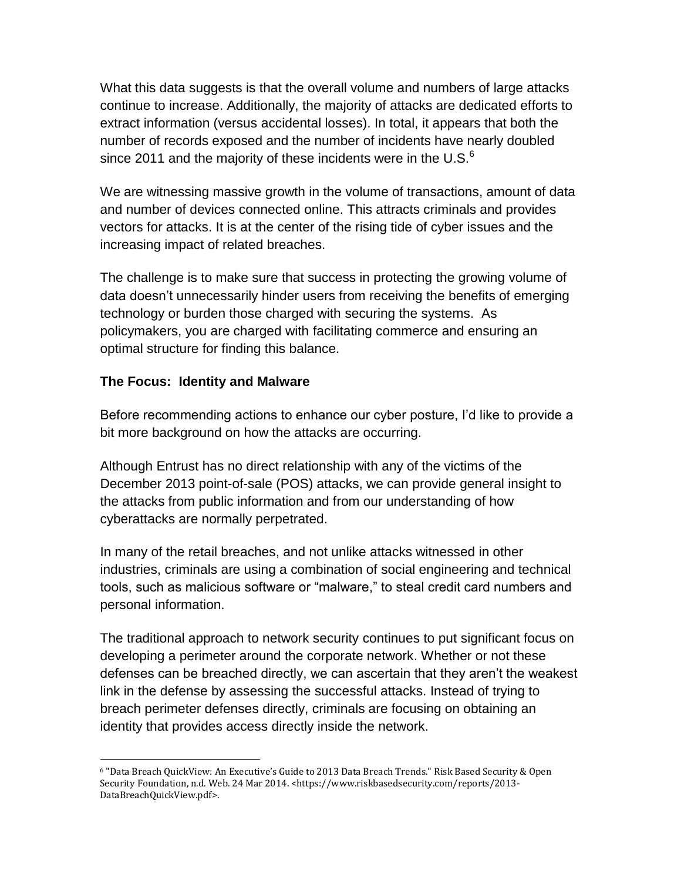What this data suggests is that the overall volume and numbers of large attacks continue to increase. Additionally, the majority of attacks are dedicated efforts to extract information (versus accidental losses). In total, it appears that both the number of records exposed and the number of incidents have nearly doubled since 2011 and the majority of these incidents were in the U.S.[6]

We are witnessing massive growth in the volume of transactions, amount of data and number of devices connected online. This attracts criminals and provides vectors for attacks. It is at the center of the rising tide of cyber issues and the increasing impact of related breaches.

The challenge is to make sure that success in protecting the growing volume of data doesn't unnecessarily hinder users from receiving the benefits of emerging technology or burden those charged with securing the systems. As policymakers, you are charged with facilitating commerce and ensuring an optimal structure for finding this balance.

**The Focus: Identity and Malware**

Before recommending actions to enhance our cyber posture, I'd like to provide a bit more background on how the attacks are occurring.

Although Entrust has no direct relationship with any of the victims of the December 2013 point-of-sale (POS) attacks, we can provide general insight to the attacks from public information and from our understanding of how cyberattacks are normally perpetrated.

In many of the retail breaches, and not unlike attacks witnessed in other industries, criminals are using a combination of social engineering and technical tools, such as malicious software or "malware," to steal credit card numbers and personal information.

The traditional approach to network security continues to put significant focus on developing a perimeter around the corporate network. Whether or not these defenses can be breached directly, we can ascertain that they aren't the weakest link in the defense by assessing the successful attacks. Instead of trying to breach perimeter defenses directly, criminals are focusing on obtaining an identity that provides access directly inside the network.

---

[6] "Data Breach QuickView: An Executive's Guide to 2013 Data Breach Trends." Risk Based Security & Open Security Foundation, n.d. Web. 24 Mar 2014. <https://www.riskbasedsecurity.com/reports/2013-DataBreachQuickView.pdf>.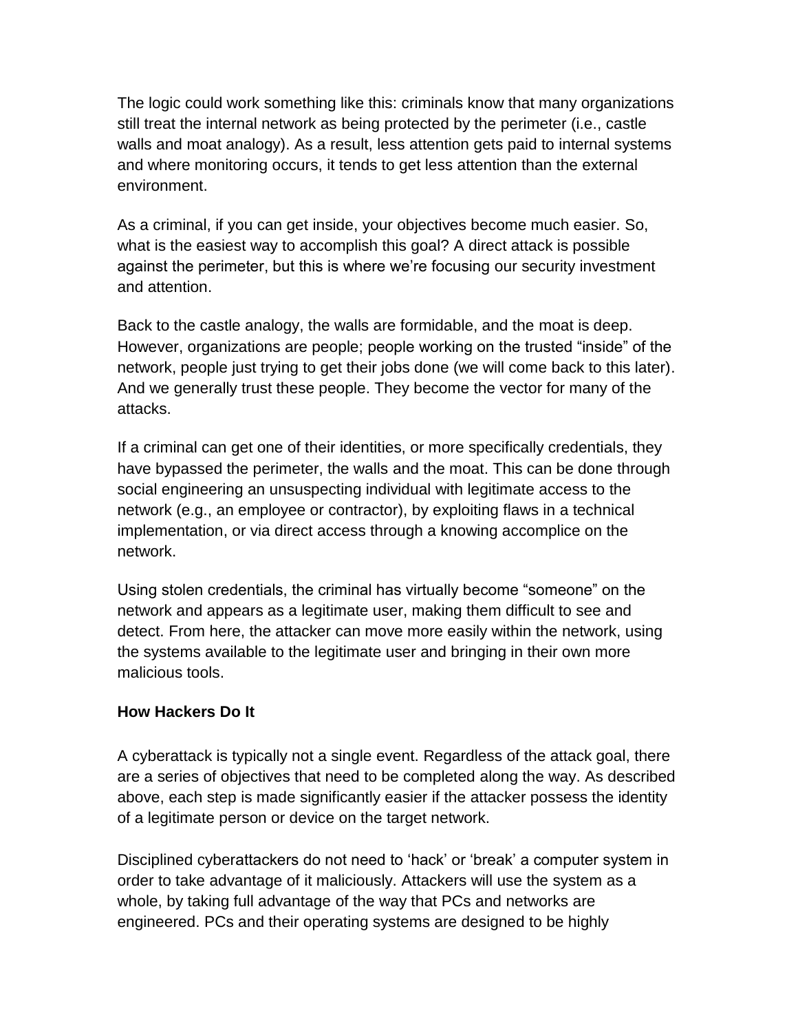The logic could work something like this: criminals know that many organizations still treat the internal network as being protected by the perimeter (i.e., castle walls and moat analogy). As a result, less attention gets paid to internal systems and where monitoring occurs, it tends to get less attention than the external environment.

As a criminal, if you can get inside, your objectives become much easier. So, what is the easiest way to accomplish this goal? A direct attack is possible against the perimeter, but this is where we're focusing our security investment and attention.

Back to the castle analogy, the walls are formidable, and the moat is deep. However, organizations are people; people working on the trusted "inside" of the network, people just trying to get their jobs done (we will come back to this later). And we generally trust these people. They become the vector for many of the attacks.

If a criminal can get one of their identities, or more specifically credentials, they have bypassed the perimeter, the walls and the moat. This can be done through social engineering an unsuspecting individual with legitimate access to the network (e.g., an employee or contractor), by exploiting flaws in a technical implementation, or via direct access through a knowing accomplice on the network.

Using stolen credentials, the criminal has virtually become "someone" on the network and appears as a legitimate user, making them difficult to see and detect. From here, the attacker can move more easily within the network, using the systems available to the legitimate user and bringing in their own more malicious tools.

**How Hackers Do It**

A cyberattack is typically not a single event. Regardless of the attack goal, there are a series of objectives that need to be completed along the way. As described above, each step is made significantly easier if the attacker possess the identity of a legitimate person or device on the target network.

Disciplined cyberattackers do not need to 'hack' or 'break' a computer system in order to take advantage of it maliciously. Attackers will use the system as a whole, by taking full advantage of the way that PCs and networks are engineered. PCs and their operating systems are designed to be highly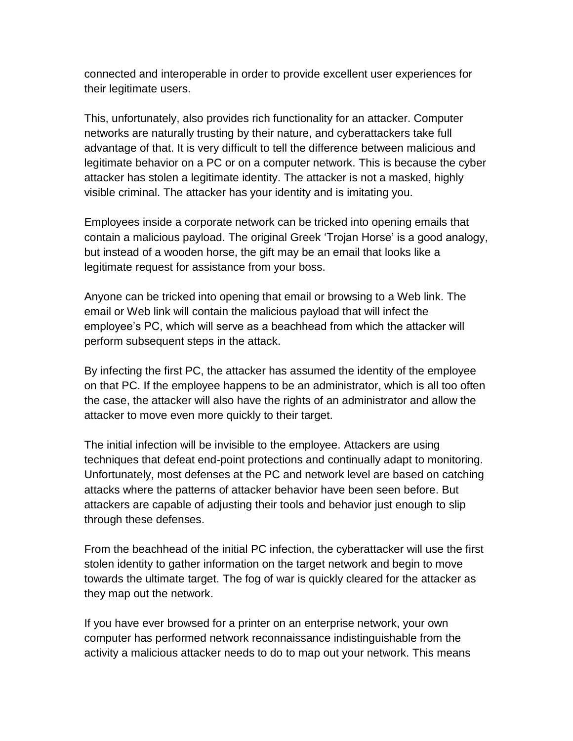connected and interoperable in order to provide excellent user experiences for their legitimate users.

This, unfortunately, also provides rich functionality for an attacker. Computer networks are naturally trusting by their nature, and cyberattackers take full advantage of that. It is very difficult to tell the difference between malicious and legitimate behavior on a PC or on a computer network. This is because the cyber attacker has stolen a legitimate identity. The attacker is not a masked, highly visible criminal. The attacker has your identity and is imitating you.

Employees inside a corporate network can be tricked into opening emails that contain a malicious payload. The original Greek 'Trojan Horse' is a good analogy, but instead of a wooden horse, the gift may be an email that looks like a legitimate request for assistance from your boss.

Anyone can be tricked into opening that email or browsing to a Web link. The email or Web link will contain the malicious payload that will infect the employee's PC, which will serve as a beachhead from which the attacker will perform subsequent steps in the attack.

By infecting the first PC, the attacker has assumed the identity of the employee on that PC. If the employee happens to be an administrator, which is all too often the case, the attacker will also have the rights of an administrator and allow the attacker to move even more quickly to their target.

The initial infection will be invisible to the employee. Attackers are using techniques that defeat end-point protections and continually adapt to monitoring. Unfortunately, most defenses at the PC and network level are based on catching attacks where the patterns of attacker behavior have been seen before. But attackers are capable of adjusting their tools and behavior just enough to slip through these defenses.

From the beachhead of the initial PC infection, the cyberattacker will use the first stolen identity to gather information on the target network and begin to move towards the ultimate target. The fog of war is quickly cleared for the attacker as they map out the network.

If you have ever browsed for a printer on an enterprise network, your own computer has performed network reconnaissance indistinguishable from the activity a malicious attacker needs to do to map out your network. This means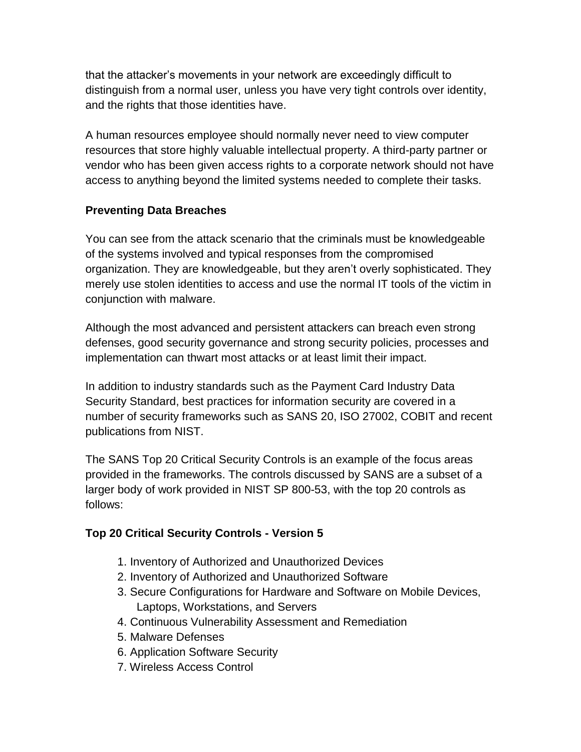that the attacker's movements in your network are exceedingly difficult to distinguish from a normal user, unless you have very tight controls over identity, and the rights that those identities have.

A human resources employee should normally never need to view computer resources that store highly valuable intellectual property. A third-party partner or vendor who has been given access rights to a corporate network should not have access to anything beyond the limited systems needed to complete their tasks.

**Preventing Data Breaches**

You can see from the attack scenario that the criminals must be knowledgeable of the systems involved and typical responses from the compromised organization. They are knowledgeable, but they aren't overly sophisticated. They merely use stolen identities to access and use the normal IT tools of the victim in conjunction with malware.

Although the most advanced and persistent attackers can breach even strong defenses, good security governance and strong security policies, processes and implementation can thwart most attacks or at least limit their impact.

In addition to industry standards such as the Payment Card Industry Data Security Standard, best practices for information security are covered in a number of security frameworks such as SANS 20, ISO 27002, COBIT and recent publications from NIST.

The SANS Top 20 Critical Security Controls is an example of the focus areas provided in the frameworks. The controls discussed by SANS are a subset of a larger body of work provided in NIST SP 800-53, with the top 20 controls as follows:

**Top 20 Critical Security Controls - Version 5**

1. Inventory of Authorized and Unauthorized Devices
2. Inventory of Authorized and Unauthorized Software
3. Secure Configurations for Hardware and Software on Mobile Devices, Laptops, Workstations, and Servers
4. Continuous Vulnerability Assessment and Remediation
5. Malware Defenses
6. Application Software Security
7. Wireless Access Control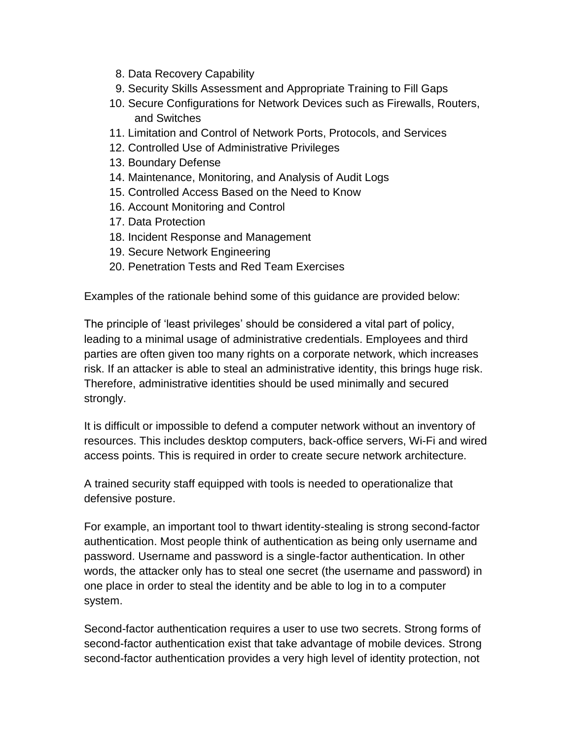8. Data Recovery Capability
9. Security Skills Assessment and Appropriate Training to Fill Gaps
10. Secure Configurations for Network Devices such as Firewalls, Routers, and Switches
11. Limitation and Control of Network Ports, Protocols, and Services
12. Controlled Use of Administrative Privileges
13. Boundary Defense
14. Maintenance, Monitoring, and Analysis of Audit Logs
15. Controlled Access Based on the Need to Know
16. Account Monitoring and Control
17. Data Protection
18. Incident Response and Management
19. Secure Network Engineering
20. Penetration Tests and Red Team Exercises

Examples of the rationale behind some of this guidance are provided below:

The principle of 'least privileges' should be considered a vital part of policy, leading to a minimal usage of administrative credentials. Employees and third parties are often given too many rights on a corporate network, which increases risk. If an attacker is able to steal an administrative identity, this brings huge risk. Therefore, administrative identities should be used minimally and secured strongly.

It is difficult or impossible to defend a computer network without an inventory of resources. This includes desktop computers, back-office servers, Wi-Fi and wired access points. This is required in order to create secure network architecture.

A trained security staff equipped with tools is needed to operationalize that defensive posture.

For example, an important tool to thwart identity-stealing is strong second-factor authentication. Most people think of authentication as being only username and password. Username and password is a single-factor authentication. In other words, the attacker only has to steal one secret (the username and password) in one place in order to steal the identity and be able to log in to a computer system.

Second-factor authentication requires a user to use two secrets. Strong forms of second-factor authentication exist that take advantage of mobile devices. Strong second-factor authentication provides a very high level of identity protection, not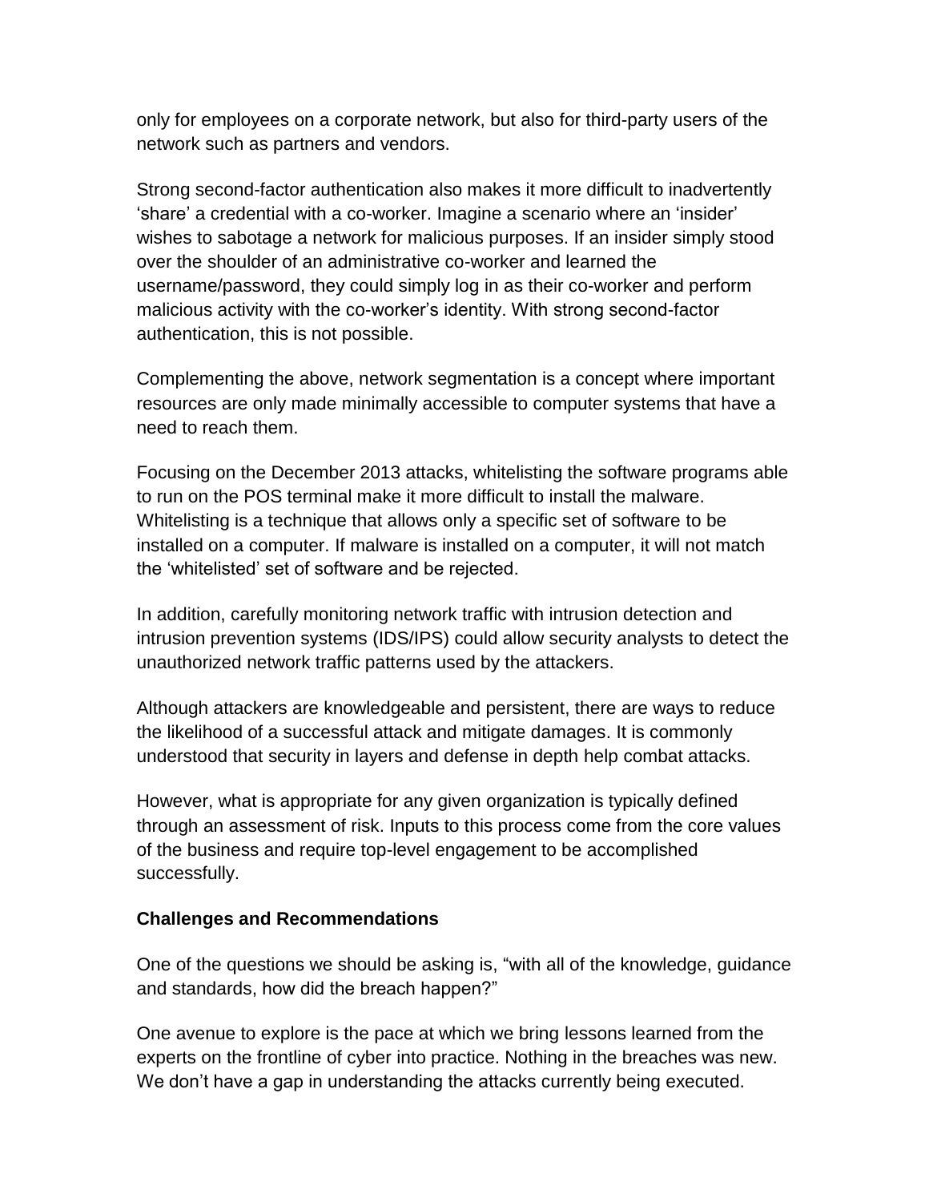only for employees on a corporate network, but also for third-party users of the network such as partners and vendors.

Strong second-factor authentication also makes it more difficult to inadvertently 'share' a credential with a co-worker. Imagine a scenario where an 'insider' wishes to sabotage a network for malicious purposes. If an insider simply stood over the shoulder of an administrative co-worker and learned the username/password, they could simply log in as their co-worker and perform malicious activity with the co-worker's identity. With strong second-factor authentication, this is not possible.

Complementing the above, network segmentation is a concept where important resources are only made minimally accessible to computer systems that have a need to reach them.

Focusing on the December 2013 attacks, whitelisting the software programs able to run on the POS terminal make it more difficult to install the malware. Whitelisting is a technique that allows only a specific set of software to be installed on a computer. If malware is installed on a computer, it will not match the 'whitelisted' set of software and be rejected.

In addition, carefully monitoring network traffic with intrusion detection and intrusion prevention systems (IDS/IPS) could allow security analysts to detect the unauthorized network traffic patterns used by the attackers.

Although attackers are knowledgeable and persistent, there are ways to reduce the likelihood of a successful attack and mitigate damages. It is commonly understood that security in layers and defense in depth help combat attacks.

However, what is appropriate for any given organization is typically defined through an assessment of risk. Inputs to this process come from the core values of the business and require top-level engagement to be accomplished successfully.

**Challenges and Recommendations**

One of the questions we should be asking is, "with all of the knowledge, guidance and standards, how did the breach happen?"

One avenue to explore is the pace at which we bring lessons learned from the experts on the frontline of cyber into practice. Nothing in the breaches was new. We don't have a gap in understanding the attacks currently being executed.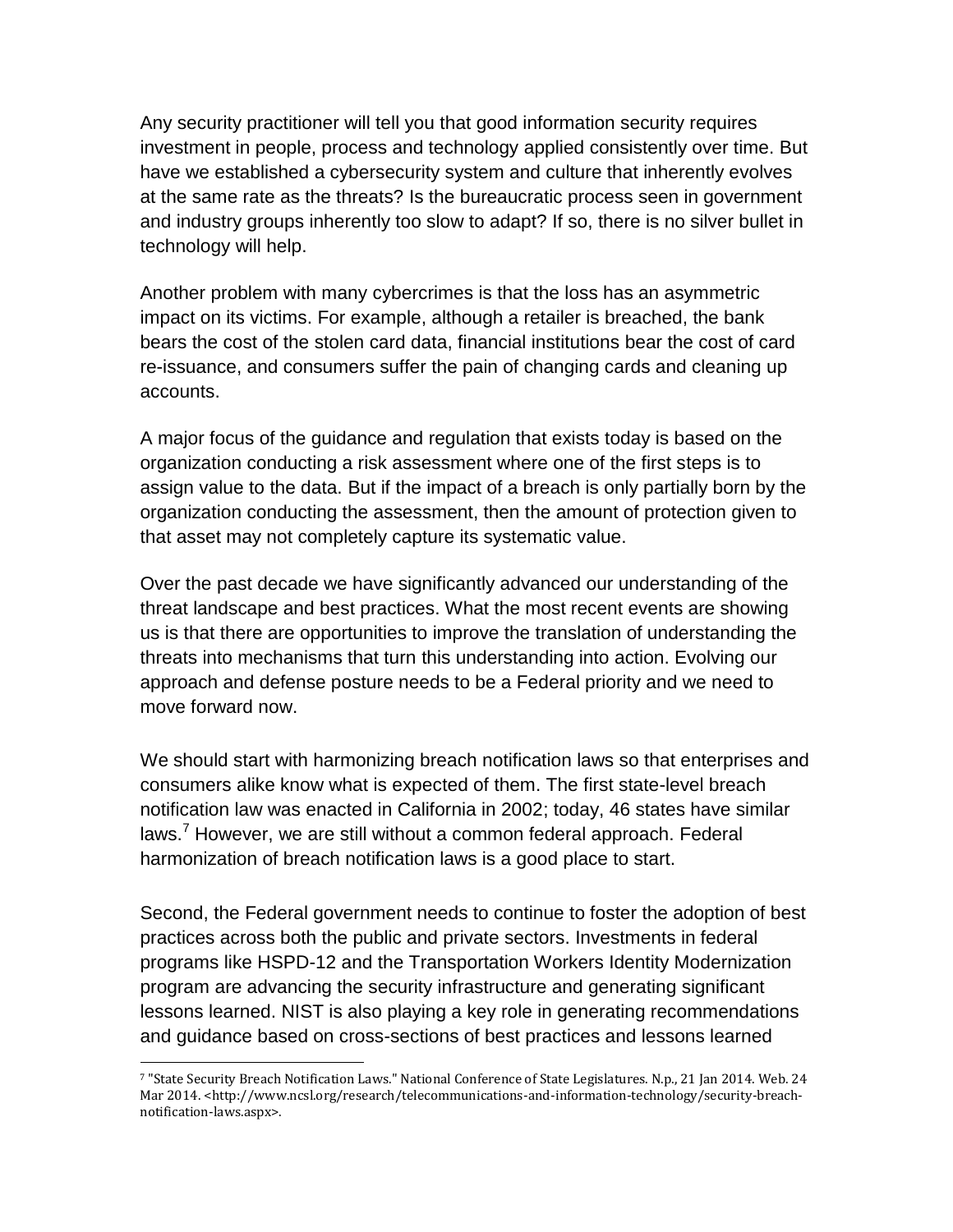Any security practitioner will tell you that good information security requires investment in people, process and technology applied consistently over time. But have we established a cybersecurity system and culture that inherently evolves at the same rate as the threats? Is the bureaucratic process seen in government and industry groups inherently too slow to adapt? If so, there is no silver bullet in technology will help.

Another problem with many cybercrimes is that the loss has an asymmetric impact on its victims. For example, although a retailer is breached, the bank bears the cost of the stolen card data, financial institutions bear the cost of card re-issuance, and consumers suffer the pain of changing cards and cleaning up accounts.

A major focus of the guidance and regulation that exists today is based on the organization conducting a risk assessment where one of the first steps is to assign value to the data. But if the impact of a breach is only partially born by the organization conducting the assessment, then the amount of protection given to that asset may not completely capture its systematic value.

Over the past decade we have significantly advanced our understanding of the threat landscape and best practices. What the most recent events are showing us is that there are opportunities to improve the translation of understanding the threats into mechanisms that turn this understanding into action. Evolving our approach and defense posture needs to be a Federal priority and we need to move forward now.

We should start with harmonizing breach notification laws so that enterprises and consumers alike know what is expected of them. The first state-level breach notification law was enacted in California in 2002; today, 46 states have similar laws.[7] However, we are still without a common federal approach. Federal harmonization of breach notification laws is a good place to start.

Second, the Federal government needs to continue to foster the adoption of best practices across both the public and private sectors. Investments in federal programs like HSPD-12 and the Transportation Workers Identity Modernization program are advancing the security infrastructure and generating significant lessons learned. NIST is also playing a key role in generating recommendations and guidance based on cross-sections of best practices and lessons learned

---

[7] "State Security Breach Notification Laws." National Conference of State Legislatures. N.p., 21 Jan 2014. Web. 24 Mar 2014. <http://www.ncsl.org/research/telecommunications-and-information-technology/security-breach-notification-laws.aspx>.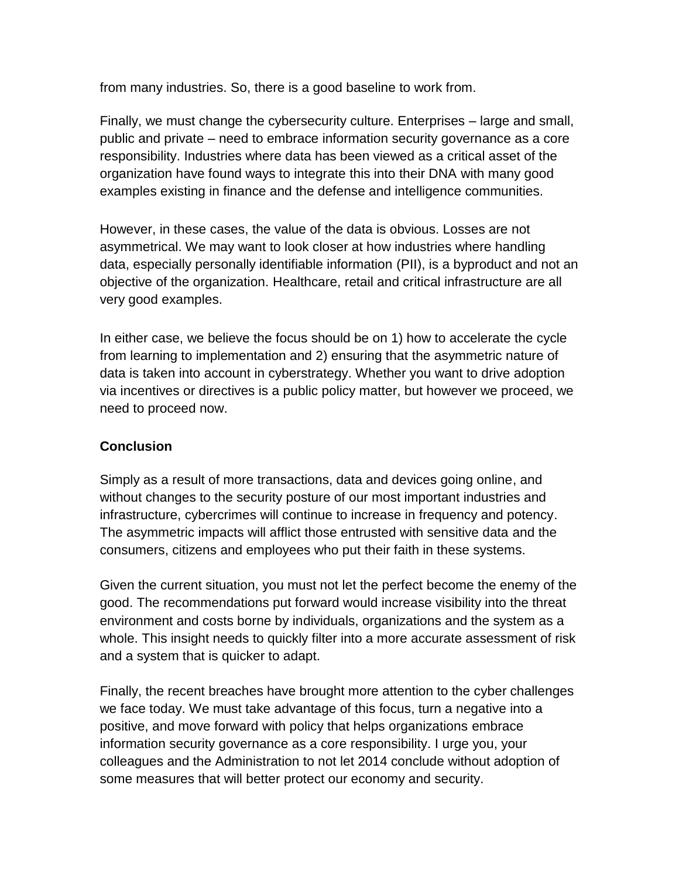from many industries. So, there is a good baseline to work from.

Finally, we must change the cybersecurity culture. Enterprises – large and small, public and private – need to embrace information security governance as a core responsibility. Industries where data has been viewed as a critical asset of the organization have found ways to integrate this into their DNA with many good examples existing in finance and the defense and intelligence communities.

However, in these cases, the value of the data is obvious. Losses are not asymmetrical. We may want to look closer at how industries where handling data, especially personally identifiable information (PII), is a byproduct and not an objective of the organization. Healthcare, retail and critical infrastructure are all very good examples.

In either case, we believe the focus should be on 1) how to accelerate the cycle from learning to implementation and 2) ensuring that the asymmetric nature of data is taken into account in cyberstrategy. Whether you want to drive adoption via incentives or directives is a public policy matter, but however we proceed, we need to proceed now.

**Conclusion**

Simply as a result of more transactions, data and devices going online, and without changes to the security posture of our most important industries and infrastructure, cybercrimes will continue to increase in frequency and potency. The asymmetric impacts will afflict those entrusted with sensitive data and the consumers, citizens and employees who put their faith in these systems.

Given the current situation, you must not let the perfect become the enemy of the good. The recommendations put forward would increase visibility into the threat environment and costs borne by individuals, organizations and the system as a whole. This insight needs to quickly filter into a more accurate assessment of risk and a system that is quicker to adapt.

Finally, the recent breaches have brought more attention to the cyber challenges we face today. We must take advantage of this focus, turn a negative into a positive, and move forward with policy that helps organizations embrace information security governance as a core responsibility. I urge you, your colleagues and the Administration to not let 2014 conclude without adoption of some measures that will better protect our economy and security.